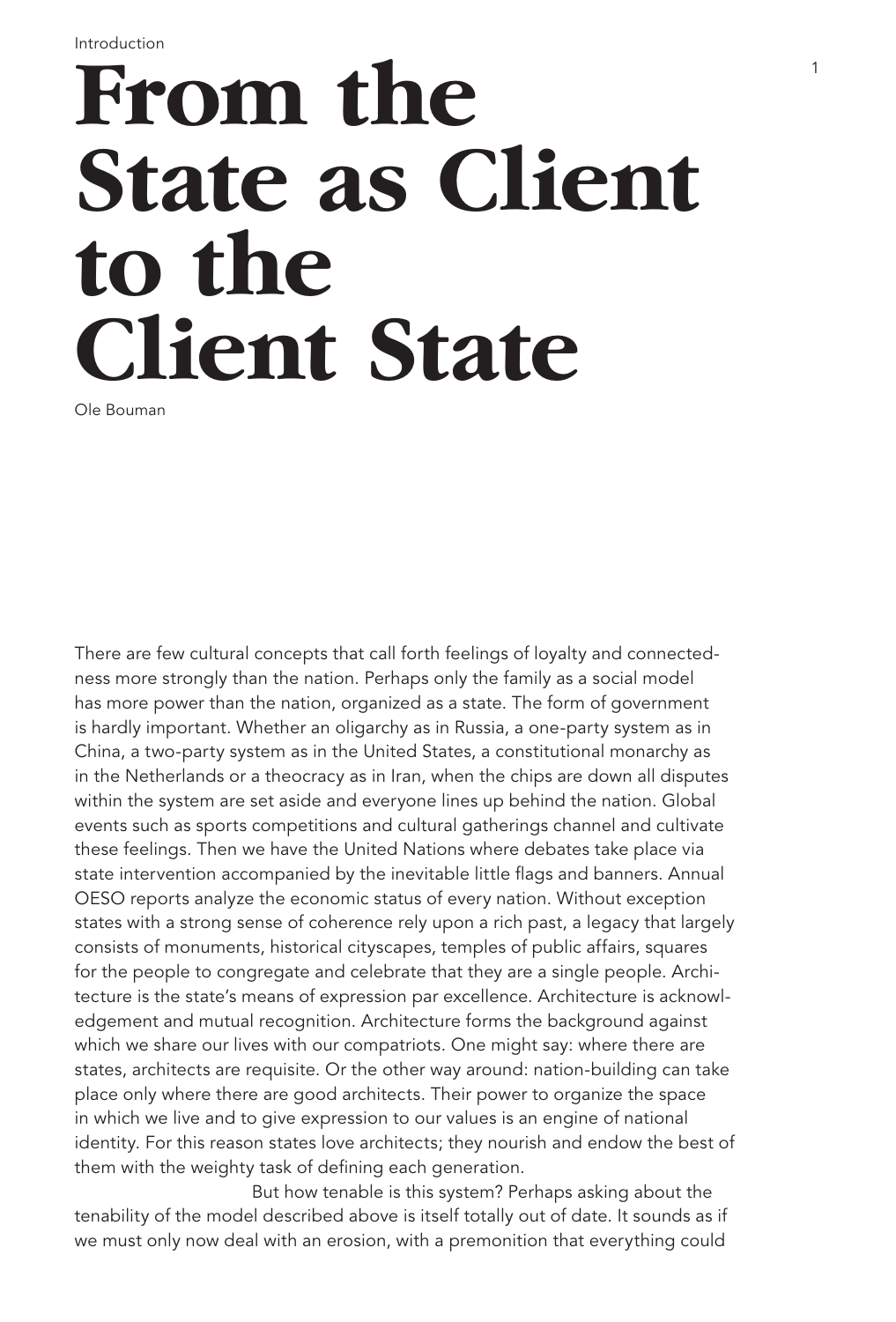Introduction

# From the State as Client to the Client State

Ole Bouman

There are few cultural concepts that call forth feelings of loyalty and connectedness more strongly than the nation. Perhaps only the family as a social model has more power than the nation, organized as a state. The form of government is hardly important. Whether an oligarchy as in Russia, a one-party system as in China, a two-party system as in the United States, a constitutional monarchy as in the Netherlands or a theocracy as in Iran, when the chips are down all disputes within the system are set aside and everyone lines up behind the nation. Global events such as sports competitions and cultural gatherings channel and cultivate these feelings. Then we have the United Nations where debates take place via state intervention accompanied by the inevitable little flags and banners. Annual OESO reports analyze the economic status of every nation. Without exception states with a strong sense of coherence rely upon a rich past, a legacy that largely consists of monuments, historical cityscapes, temples of public affairs, squares for the people to congregate and celebrate that they are a single people. Architecture is the state's means of expression par excellence. Architecture is acknowledgement and mutual recognition. Architecture forms the background against which we share our lives with our compatriots. One might say: where there are states, architects are requisite. Or the other way around: nation-building can take place only where there are good architects. Their power to organize the space in which we live and to give expression to our values is an engine of national identity. For this reason states love architects; they nourish and endow the best of them with the weighty task of defining each generation.

But how tenable is this system? Perhaps asking about the tenability of the model described above is itself totally out of date. It sounds as if we must only now deal with an erosion, with a premonition that everything could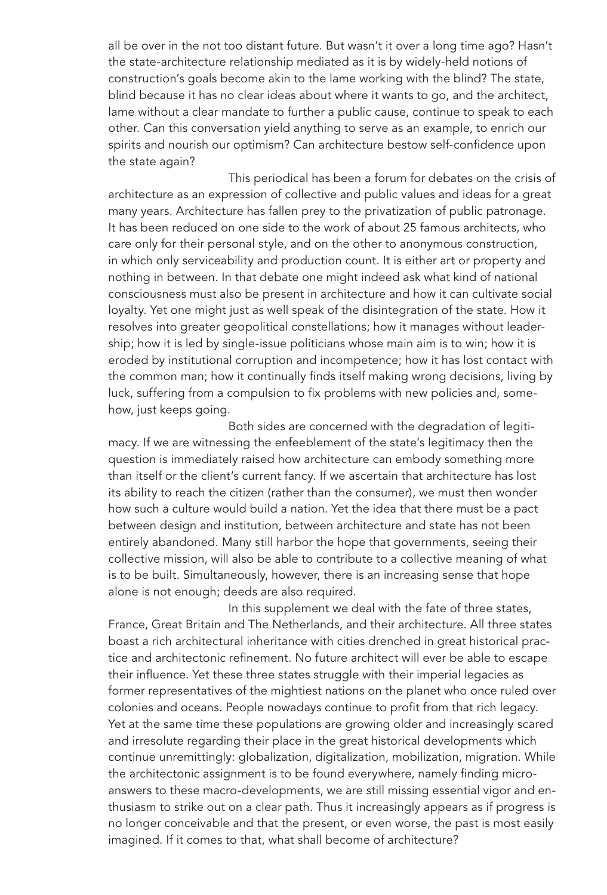all be over in the not too distant future. But wasn't it over a long time ago? Hasn't the state-architecture relationship mediated as it is by widely-held notions of construction's goals become akin to the lame working with the blind? The state, blind because it has no clear ideas about where it wants to go, and the architect, lame without a clear mandate to further a public cause, continue to speak to each other. Can this conversation yield anything to serve as an example, to enrich our spirits and nourish our optimism? Can architecture bestow self-confidence upon the state again?

This periodical has been a forum for debates on the crisis of architecture as an expression of collective and public values and ideas for a great many years. Architecture has fallen prey to the privatization of public patronage. It has been reduced on one side to the work of about 25 famous architects, who care only for their personal style, and on the other to anonymous construction, in which only serviceability and production count. It is either art or property and nothing in between. In that debate one might indeed ask what kind of national consciousness must also be present in architecture and how it can cultivate social loyalty. Yet one might just as well speak of the disintegration of the state. How it resolves into greater geopolitical constellations; how it manages without leadership; how it is led by single-issue politicians whose main aim is to win; how it is eroded by institutional corruption and incompetence; how it has lost contact with the common man; how it continually finds itself making wrong decisions, living by luck, suffering from a compulsion to fix problems with new policies and, somehow, just keeps going.

Both sides are concerned with the degradation of legitimacy. If we are witnessing the enfeeblement of the state's legitimacy then the question is immediately raised how architecture can embody something more than itself or the client's current fancy. If we ascertain that architecture has lost its ability to reach the citizen (rather than the consumer), we must then wonder how such a culture would build a nation. Yet the idea that there must be a pact between design and institution, between architecture and state has not been entirely abandoned. Many still harbor the hope that governments, seeing their collective mission, will also be able to contribute to a collective meaning of what is to be built. Simultaneously, however, there is an increasing sense that hope alone is not enough; deeds are also required.

In this supplement we deal with the fate of three states, France, Great Britain and The Netherlands, and their architecture. All three states boast a rich architectural inheritance with cities drenched in great historical practice and architectonic refinement. No future architect will ever be able to escape their influence. Yet these three states struggle with their imperial legacies as former representatives of the mightiest nations on the planet who once ruled over colonies and oceans. People nowadays continue to profit from that rich legacy. Yet at the same time these populations are growing older and increasingly scared and irresolute regarding their place in the great historical developments which continue unremittingly: globalization, digitalization, mobilization, migration. While the architectonic assignment is to be found everywhere, namely finding micro-answers to these macro-developments, we are still missing essential vigor and enthusiasm to strike out on a clear path. Thus it increasingly appears as if progress is no longer conceivable and that the present, or even worse, the past is most easily imagined. If it comes to that, what shall become of architecture?